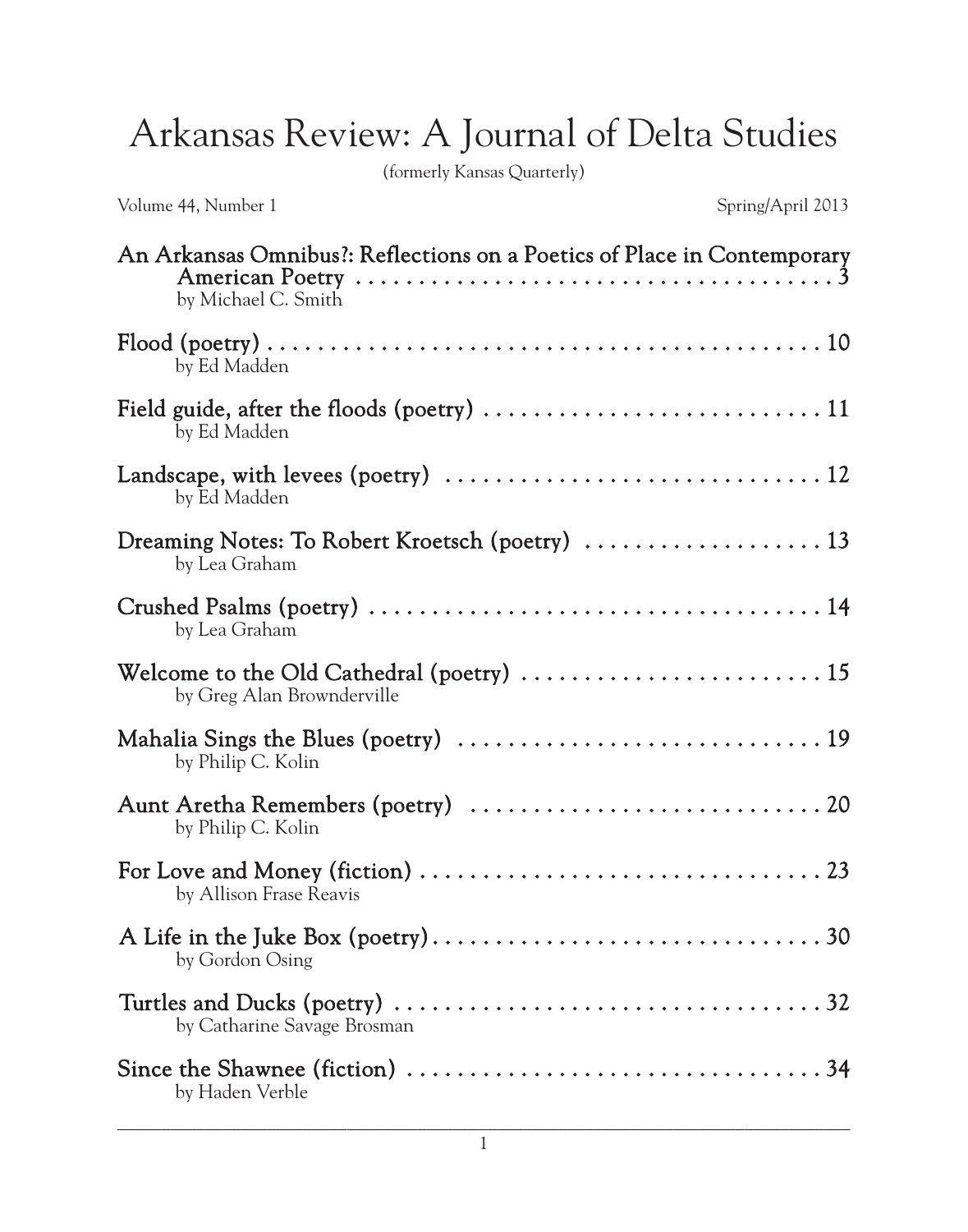# Arkansas Review: A Journal of Delta Studies

(formerly Kansas Quarterly)

Volume 44, Number 1 — Spring/April 2013

**An Arkansas Omnibus?: Reflections on a Poetics of Place in Contemporary American Poetry** . . . . . . . . . . . . . . . . . . . . . . . . . . . . . . . . . . . . . . 3
by Michael C. Smith

**Flood (poetry)** . . . . . . . . . . . . . . . . . . . . . . . . . . . . . . . . . . . . . . . . . . . . . 10
by Ed Madden

**Field guide, after the floods (poetry)** . . . . . . . . . . . . . . . . . . . . . . . . . . . . 11
by Ed Madden

**Landscape, with levees (poetry)** . . . . . . . . . . . . . . . . . . . . . . . . . . . . . . 12
by Ed Madden

**Dreaming Notes: To Robert Kroetsch (poetry)** . . . . . . . . . . . . . . . . . . . 13
by Lea Graham

**Crushed Psalms (poetry)** . . . . . . . . . . . . . . . . . . . . . . . . . . . . . . . . . . . . 14
by Lea Graham

**Welcome to the Old Cathedral (poetry)** . . . . . . . . . . . . . . . . . . . . . . . . 15
by Greg Alan Brownderville

**Mahalia Sings the Blues (poetry)** . . . . . . . . . . . . . . . . . . . . . . . . . . . . . 19
by Philip C. Kolin

**Aunt Aretha Remembers (poetry)** . . . . . . . . . . . . . . . . . . . . . . . . . . . . 20
by Philip C. Kolin

**For Love and Money (fiction)** . . . . . . . . . . . . . . . . . . . . . . . . . . . . . . . . 23
by Allison Frase Reavis

**A Life in the Juke Box (poetry)** . . . . . . . . . . . . . . . . . . . . . . . . . . . . . . . 30
by Gordon Osing

**Turtles and Ducks (poetry)** . . . . . . . . . . . . . . . . . . . . . . . . . . . . . . . . . . 32
by Catharine Savage Brosman

**Since the Shawnee (fiction)** . . . . . . . . . . . . . . . . . . . . . . . . . . . . . . . . . 34
by Haden Verble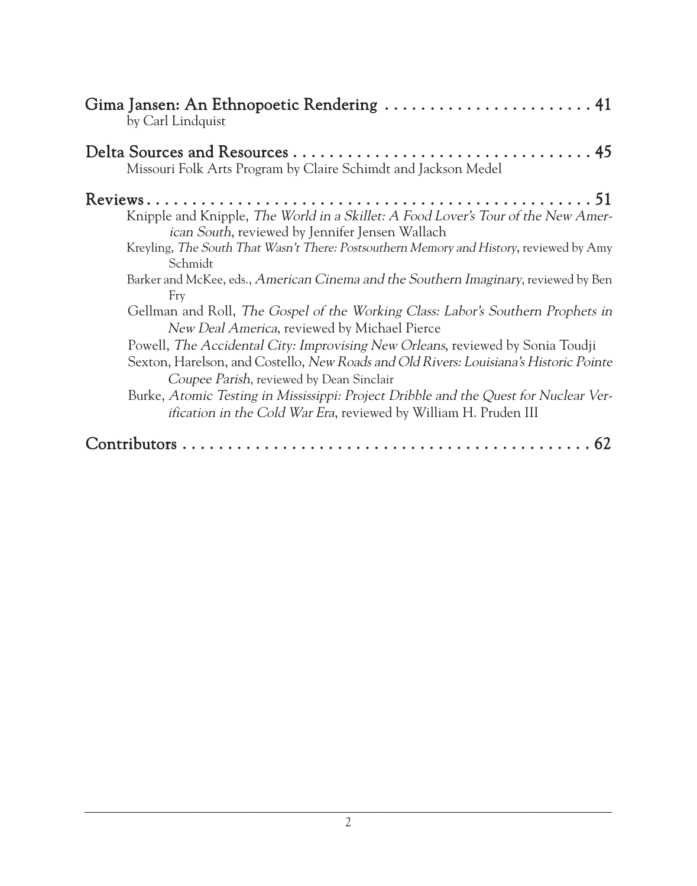**Gima Jansen: An Ethnopoetic Rendering** . . . . . . . . . . . . . . . . . . . . . . . . 41
by Carl Lindquist

**Delta Sources and Resources** . . . . . . . . . . . . . . . . . . . . . . . . . . . . . . . . . . . 45
Missouri Folk Arts Program by Claire Schimdt and Jackson Medel

**Reviews** . . . . . . . . . . . . . . . . . . . . . . . . . . . . . . . . . . . . . . . . . . . . . . . . . . . 51

Knipple and Knipple, *The World in a Skillet: A Food Lover's Tour of the New American South*, reviewed by Jennifer Jensen Wallach

Kreyling, *The South That Wasn't There: Postsouthern Memory and History*, reviewed by Amy Schmidt

Barker and McKee, eds., *American Cinema and the Southern Imaginary*, reviewed by Ben Fry

Gellman and Roll, *The Gospel of the Working Class: Labor's Southern Prophets in New Deal America*, reviewed by Michael Pierce

Powell, *The Accidental City: Improvising New Orleans*, reviewed by Sonia Toudji

Sexton, Harelson, and Costello, *New Roads and Old Rivers: Louisiana's Historic Pointe Coupee Parish*, reviewed by Dean Sinclair

Burke, *Atomic Testing in Mississippi: Project Dribble and the Quest for Nuclear Verification in the Cold War Era*, reviewed by William H. Pruden III

**Contributors** . . . . . . . . . . . . . . . . . . . . . . . . . . . . . . . . . . . . . . . . . . . . . . . 62